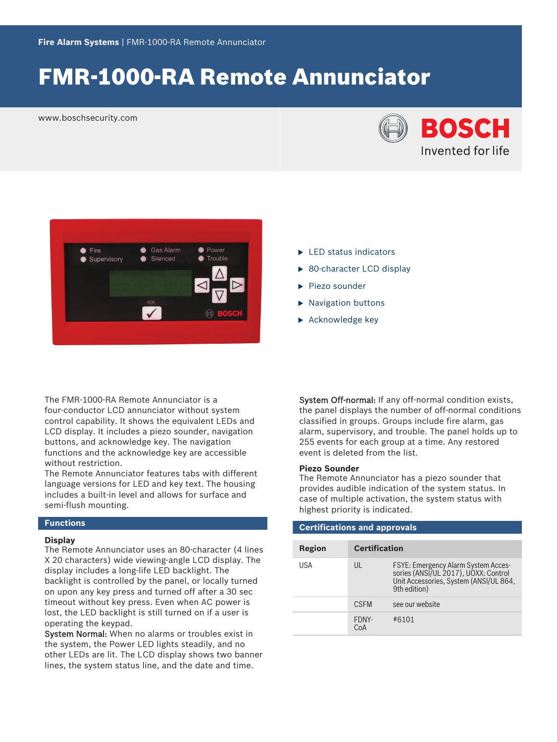Fire Alarm Systems | FMR-1000-RA Remote Annunciator

# FMR-1000-RA Remote Annunciator

www.boschsecurity.com

BOSCH
Invented for life

- LED status indicators
- 80-character LCD display
- Piezo sounder
- Navigation buttons
- Acknowledge key

The FMR-1000-RA Remote Annunciator is a four-conductor LCD annunciator without system control capability. It shows the equivalent LEDs and LCD display. It includes a piezo sounder, navigation buttons, and acknowledge key. The navigation functions and the acknowledge key are accessible without restriction.
The Remote Annunciator features tabs with different language versions for LED and key text. The housing includes a built-in level and allows for surface and semi-flush mounting.

## Functions

### Display

The Remote Annunciator uses an 80-character (4 lines X 20 characters) wide viewing-angle LCD display. The display includes a long-life LED backlight. The backlight is controlled by the panel, or locally turned on upon any key press and turned off after a 30 sec timeout without key press. Even when AC power is lost, the LED backlight is still turned on if a user is operating the keypad.

System Normal: When no alarms or troubles exist in the system, the Power LED lights steadily, and no other LEDs are lit. The LCD display shows two banner lines, the system status line, and the date and time.

System Off-normal: If any off-normal condition exists, the panel displays the number of off-normal conditions classified in groups. Groups include fire alarm, gas alarm, supervisory, and trouble. The panel holds up to 255 events for each group at a time. Any restored event is deleted from the list.

### Piezo Sounder

The Remote Annunciator has a piezo sounder that provides audible indication of the system status. In case of multiple activation, the system status with highest priority is indicated.

## Certifications and approvals

| Region | Certification | |
| --- | --- | --- |
| USA | UL | FSYE: Emergency Alarm System Accessories (ANSI/UL 2017), UOXX: Control Unit Accessories, System (ANSI/UL 864, 9th edition) |
| | CSFM | see our website |
| | FDNY-CoA | #6101 |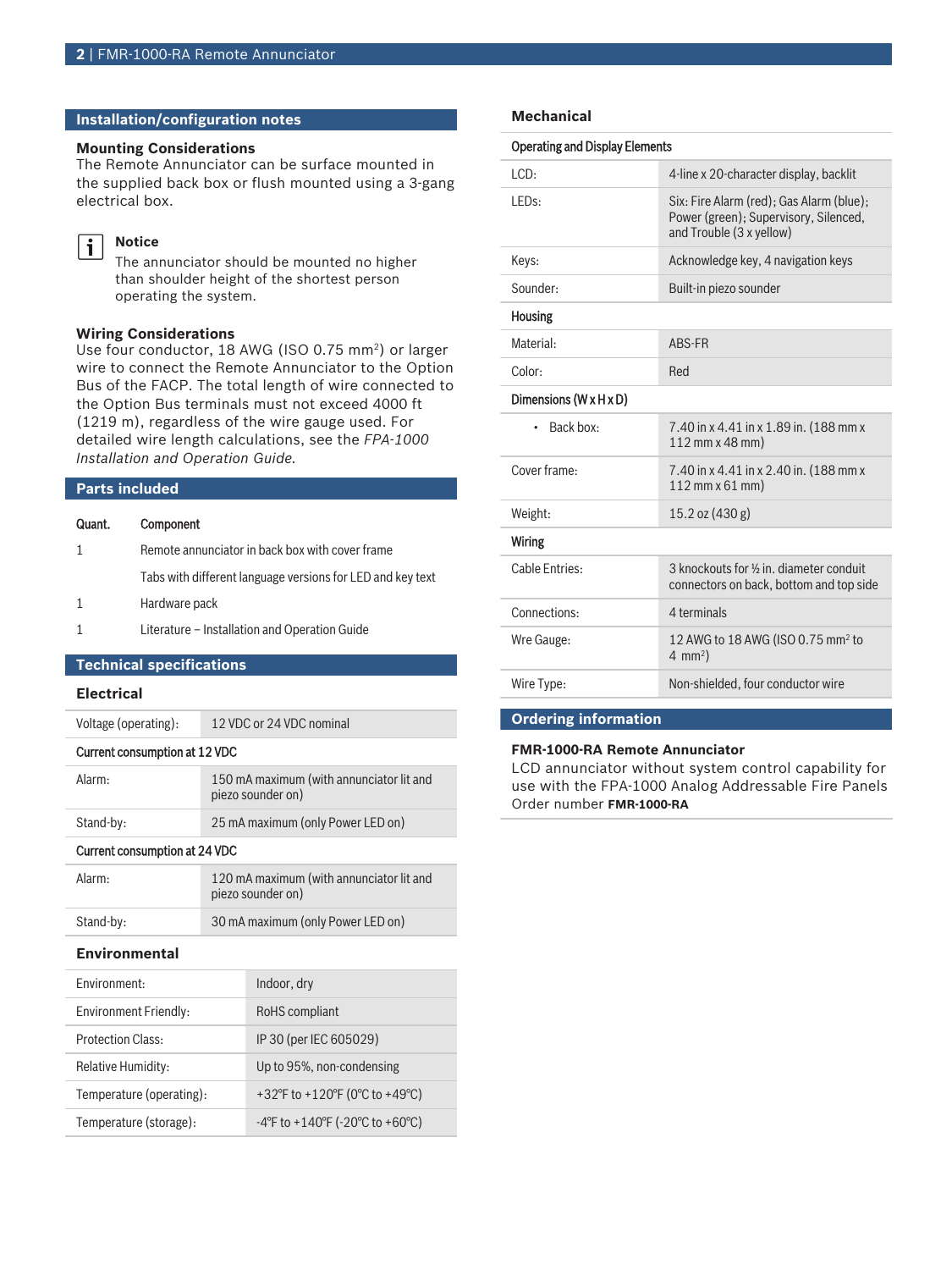## Installation/configuration notes

### Mounting Considerations

The Remote Annunciator can be surface mounted in the supplied back box or flush mounted using a 3-gang electrical box.

**Notice**

The annunciator should be mounted no higher than shoulder height of the shortest person operating the system.

### Wiring Considerations

Use four conductor, 18 AWG (ISO 0.75 mm²) or larger wire to connect the Remote Annunciator to the Option Bus of the FACP. The total length of wire connected to the Option Bus terminals must not exceed 4000 ft (1219 m), regardless of the wire gauge used. For detailed wire length calculations, see the *FPA-1000 Installation and Operation Guide.*

## Parts included

| Quant. | Component |
| --- | --- |
| 1 | Remote annunciator in back box with cover frame |
| | Tabs with different language versions for LED and key text |
| 1 | Hardware pack |
| 1 | Literature – Installation and Operation Guide |

## Technical specifications

### Electrical

| | |
| --- | --- |
| Voltage (operating): | 12 VDC or 24 VDC nominal |
| **Current consumption at 12 VDC** | |
| Alarm: | 150 mA maximum (with annunciator lit and piezo sounder on) |
| Stand-by: | 25 mA maximum (only Power LED on) |
| **Current consumption at 24 VDC** | |
| Alarm: | 120 mA maximum (with annunciator lit and piezo sounder on) |
| Stand-by: | 30 mA maximum (only Power LED on) |

### Environmental

| | |
| --- | --- |
| Environment: | Indoor, dry |
| Environment Friendly: | RoHS compliant |
| Protection Class: | IP 30 (per IEC 605029) |
| Relative Humidity: | Up to 95%, non-condensing |
| Temperature (operating): | +32°F to +120°F (0°C to +49°C) |
| Temperature (storage): | -4°F to +140°F (-20°C to +60°C) |

### Mechanical

| | |
| --- | --- |
| **Operating and Display Elements** | |
| LCD: | 4-line x 20-character display, backlit |
| LEDs: | Six: Fire Alarm (red); Gas Alarm (blue); Power (green); Supervisory, Silenced, and Trouble (3 x yellow) |
| Keys: | Acknowledge key, 4 navigation keys |
| Sounder: | Built-in piezo sounder |
| **Housing** | |
| Material: | ABS-FR |
| Color: | Red |
| **Dimensions (W x H x D)** | |
| • Back box: | 7.40 in x 4.41 in x 1.89 in. (188 mm x 112 mm x 48 mm) |
| Cover frame: | 7.40 in x 4.41 in x 2.40 in. (188 mm x 112 mm x 61 mm) |
| Weight: | 15.2 oz (430 g) |
| **Wiring** | |
| Cable Entries: | 3 knockouts for ½ in. diameter conduit connectors on back, bottom and top side |
| Connections: | 4 terminals |
| Wre Gauge: | 12 AWG to 18 AWG (ISO 0.75 mm² to 4 mm²) |
| Wire Type: | Non-shielded, four conductor wire |

## Ordering information

**FMR-1000-RA Remote Annunciator**

LCD annunciator without system control capability for use with the FPA-1000 Analog Addressable Fire Panels

Order number **FMR-1000-RA**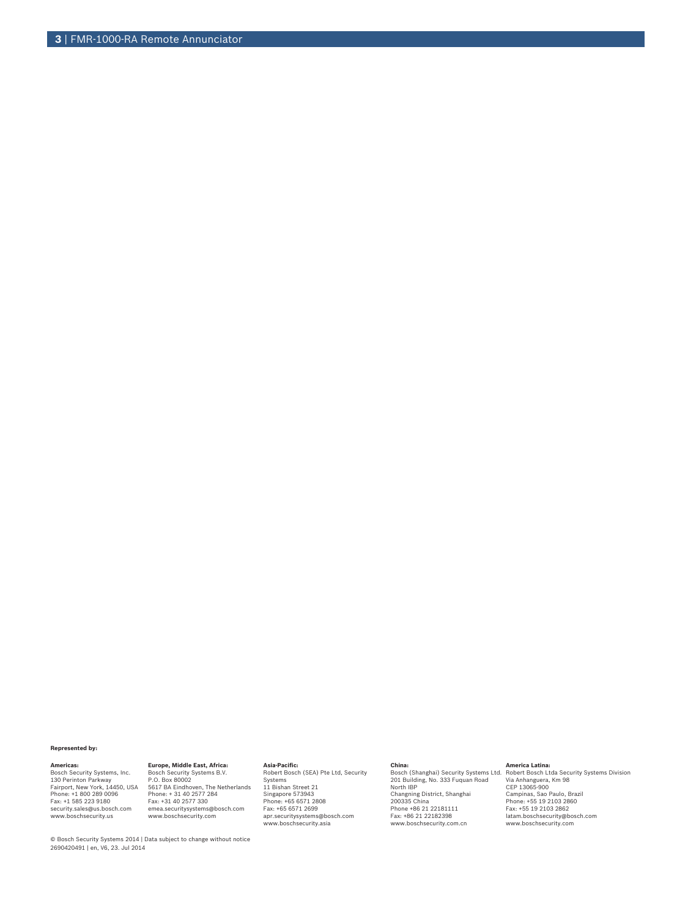**Represented by:**

**Americas:**
Bosch Security Systems, Inc.
130 Perinton Parkway
Fairport, New York, 14450, USA
Phone: +1 800 289 0096
Fax: +1 585 223 9180
security.sales@us.bosch.com
www.boschsecurity.us

**Europe, Middle East, Africa:**
Bosch Security Systems B.V.
P.O. Box 80002
5617 BA Eindhoven, The Netherlands
Phone: + 31 40 2577 284
Fax: +31 40 2577 330
emea.securitysystems@bosch.com
www.boschsecurity.com

**Asia-Pacific:**
Robert Bosch (SEA) Pte Ltd, Security Systems
11 Bishan Street 21
Singapore 573943
Phone: +65 6571 2808
Fax: +65 6571 2699
apr.securitysystems@bosch.com
www.boschsecurity.asia

**China:**
Bosch (Shanghai) Security Systems Ltd.
201 Building, No. 333 Fuquan Road
North IBP
Changning District, Shanghai
200335 China
Phone +86 21 22181111
Fax: +86 21 22182398
www.boschsecurity.com.cn

**America Latina:**
Robert Bosch Ltda Security Systems Division
Via Anhanguera, Km 98
CEP 13065-900
Campinas, Sao Paulo, Brazil
Phone: +55 19 2103 2860
Fax: +55 19 2103 2862
latam.boschsecurity@bosch.com
www.boschsecurity.com

© Bosch Security Systems 2014 | Data subject to change without notice
2690420491 | en, V6, 23. Jul 2014